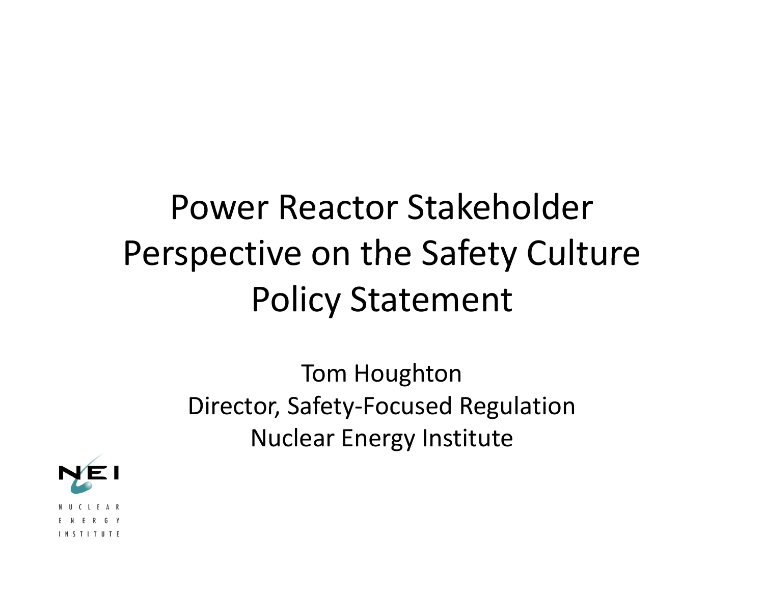# Power Reactor Stakeholder Perspective on the Safety Culture Policy Statement

Tom Houghton
Director, Safety-Focused Regulation
Nuclear Energy Institute

NEI
NUCLEAR
ENERGY
INSTITUTE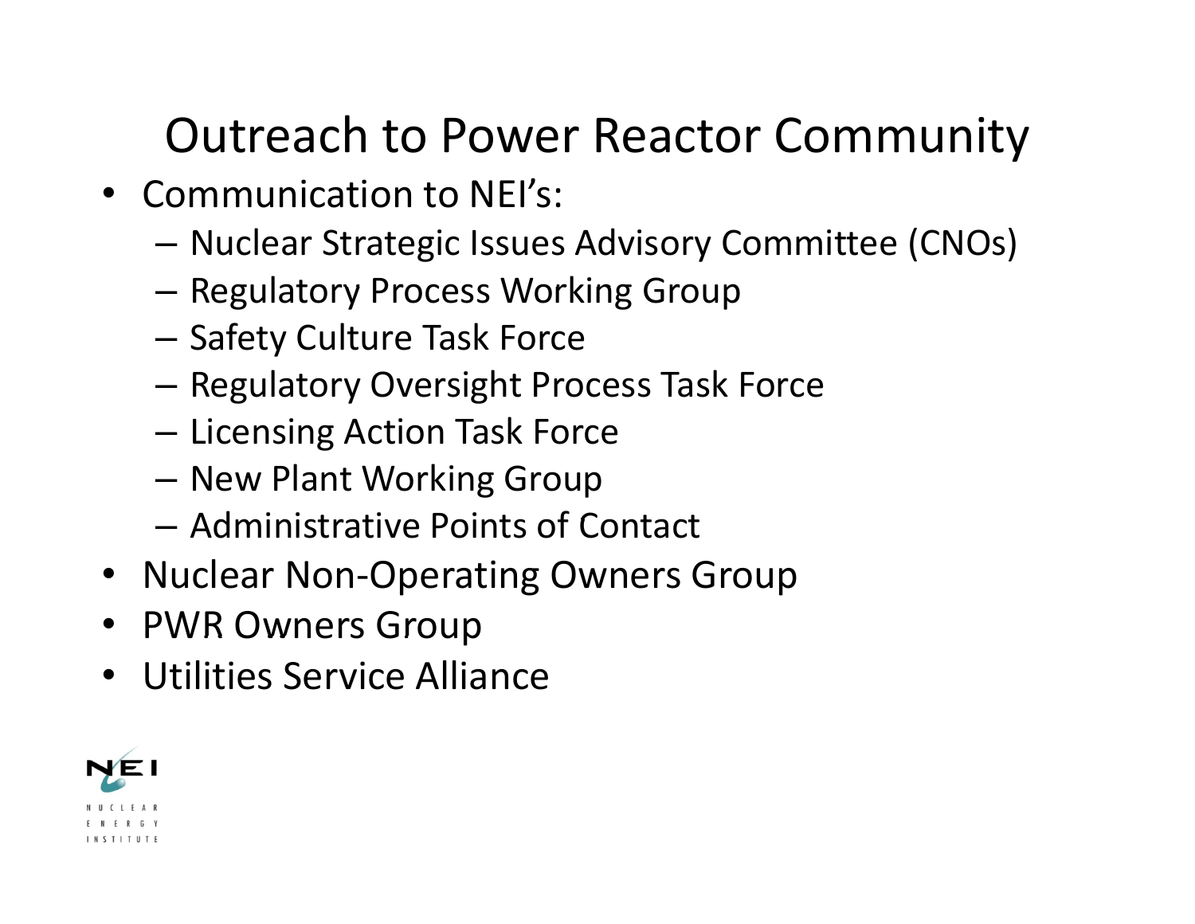# Outreach to Power Reactor Community

- Communication to NEI's:
  - Nuclear Strategic Issues Advisory Committee (CNOs)
  - Regulatory Process Working Group
  - Safety Culture Task Force
  - Regulatory Oversight Process Task Force
  - Licensing Action Task Force
  - New Plant Working Group
  - Administrative Points of Contact
- Nuclear Non-Operating Owners Group
- PWR Owners Group
- Utilities Service Alliance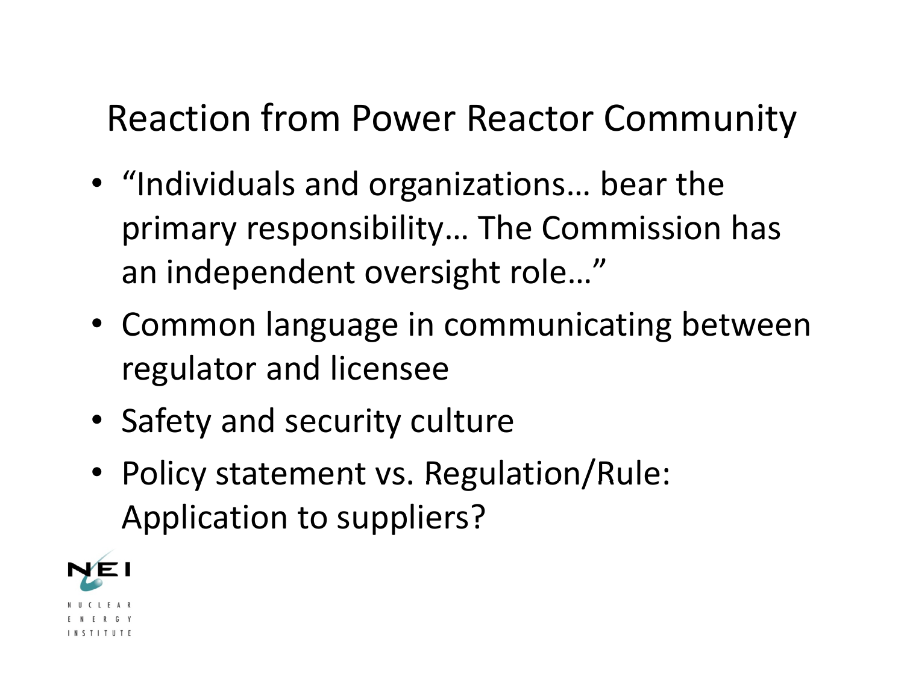# Reaction from Power Reactor Community

- "Individuals and organizations… bear the primary responsibility… The Commission has an independent oversight role…"
- Common language in communicating between regulator and licensee
- Safety and security culture
- Policy statement vs. Regulation/Rule: Application to suppliers?

NEI
NUCLEAR ENERGY INSTITUTE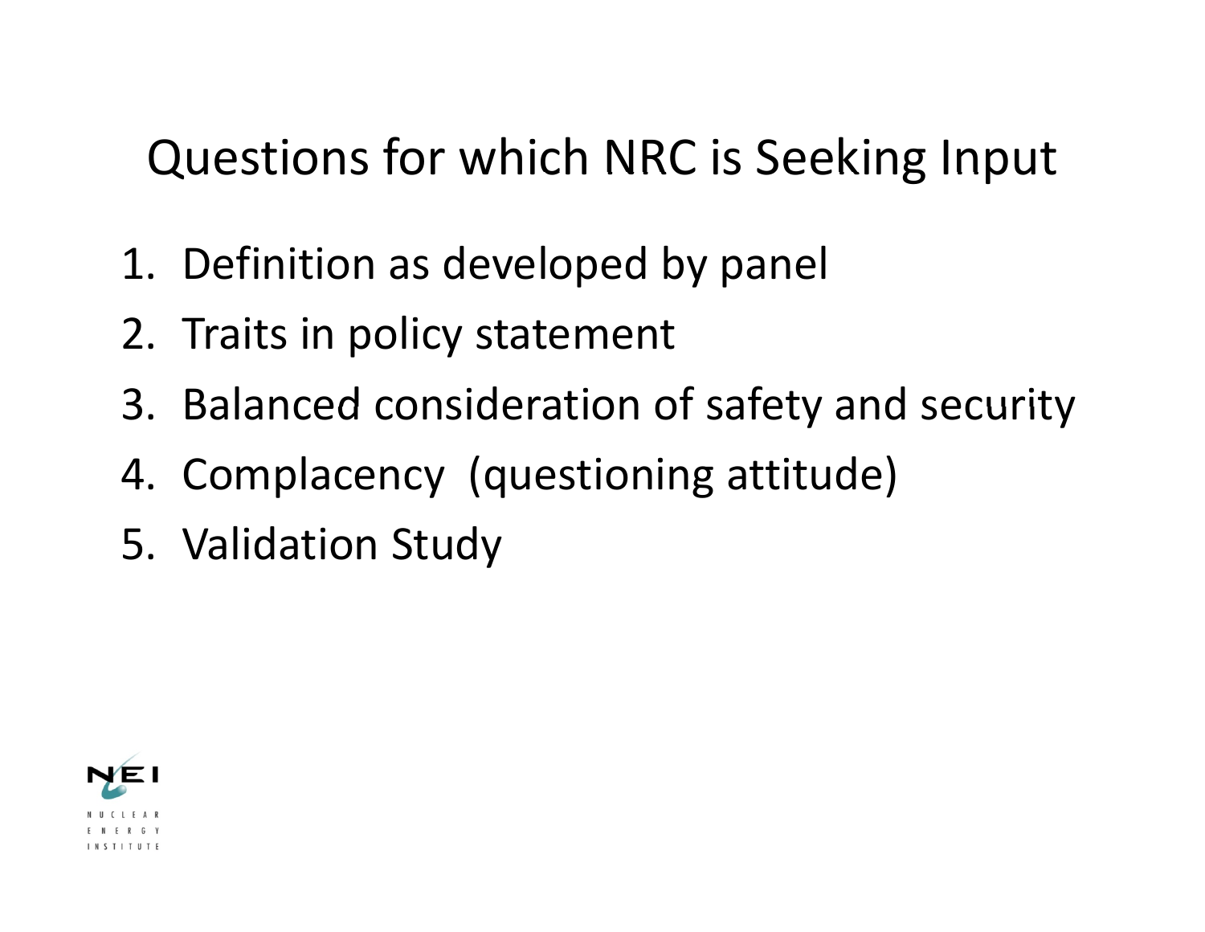# Questions for which NRC is Seeking Input

1. Definition as developed by panel
2. Traits in policy statement
3. Balanced consideration of safety and security
4. Complacency  (questioning attitude)
5. Validation Study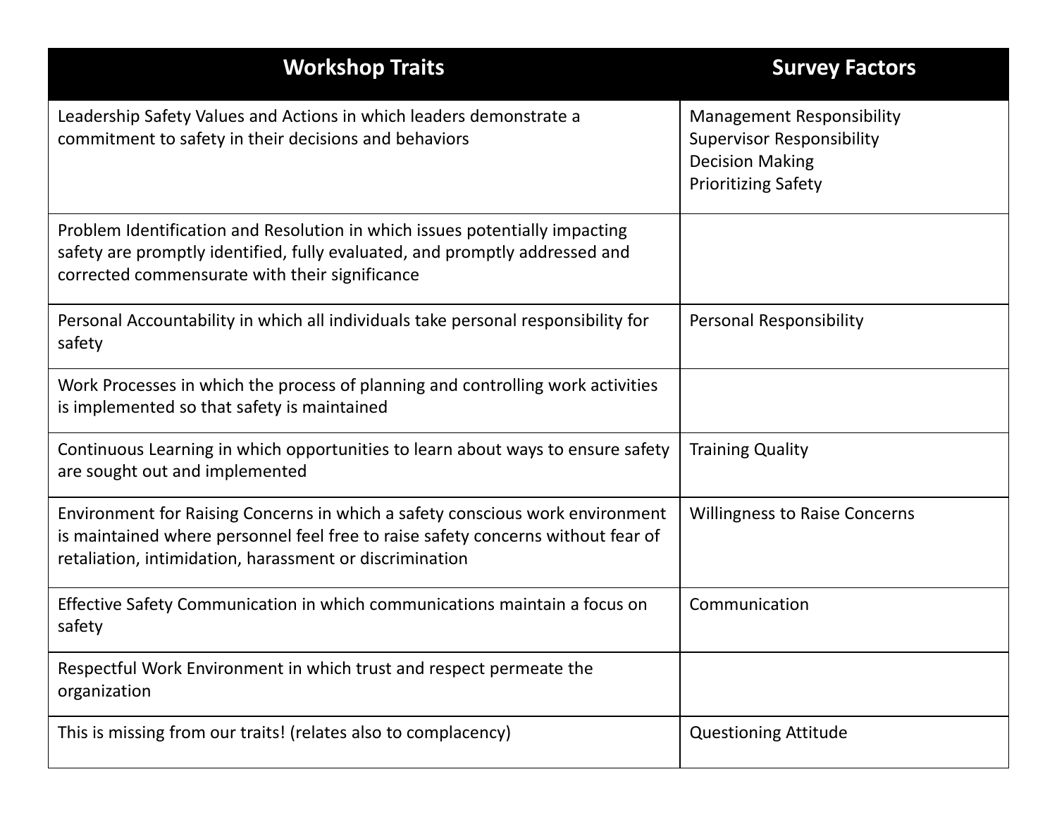| Workshop Traits | Survey Factors |
| --- | --- |
| Leadership Safety Values and Actions in which leaders demonstrate a commitment to safety in their decisions and behaviors | Management Responsibility<br>Supervisor Responsibility<br>Decision Making<br>Prioritizing Safety |
| Problem Identification and Resolution in which issues potentially impacting safety are promptly identified, fully evaluated, and promptly addressed and corrected commensurate with their significance | |
| Personal Accountability in which all individuals take personal responsibility for safety | Personal Responsibility |
| Work Processes in which the process of planning and controlling work activities is implemented so that safety is maintained | |
| Continuous Learning in which opportunities to learn about ways to ensure safety are sought out and implemented | Training Quality |
| Environment for Raising Concerns in which a safety conscious work environment is maintained where personnel feel free to raise safety concerns without fear of retaliation, intimidation, harassment or discrimination | Willingness to Raise Concerns |
| Effective Safety Communication in which communications maintain a focus on safety | Communication |
| Respectful Work Environment in which trust and respect permeate the organization | |
| This is missing from our traits! (relates also to complacency) | Questioning Attitude |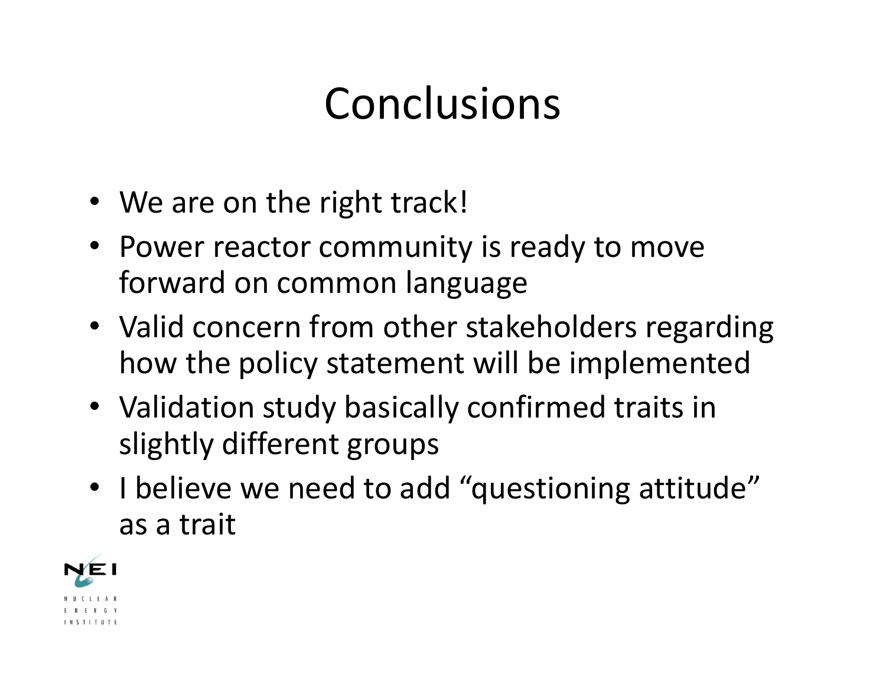# Conclusions

- We are on the right track!
- Power reactor community is ready to move forward on common language
- Valid concern from other stakeholders regarding how the policy statement will be implemented
- Validation study basically confirmed traits in slightly different groups
- I believe we need to add "questioning attitude" as a trait